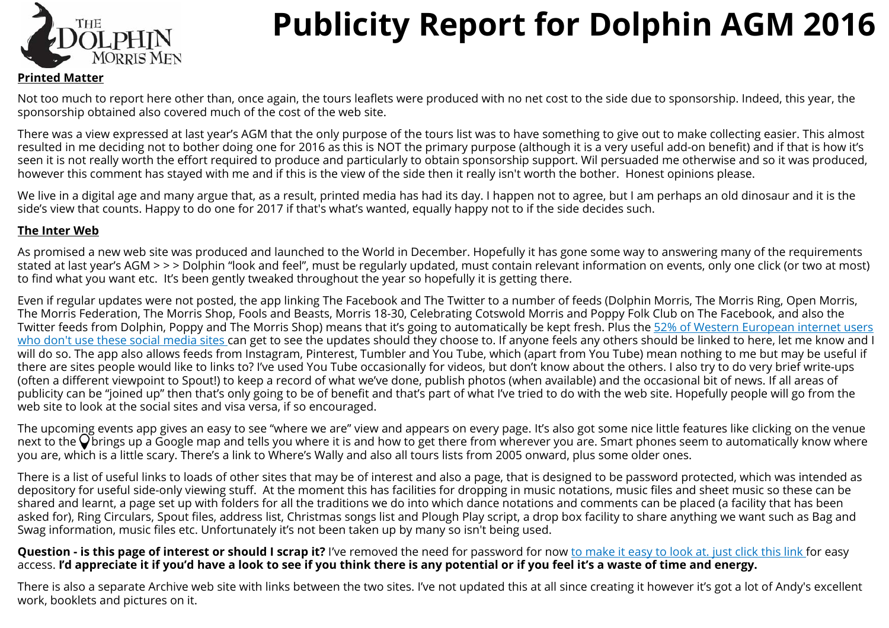# Publicity Report for Dolphin AGM 2016

**Printed Matter**

Not too much to report here other than, once again, the tours leaflets were produced with no net cost to the side due to sponsorship. Indeed, this year, the sponsorship obtained also covered much of the cost of the web site.

There was a view expressed at last year's AGM that the only purpose of the tours list was to have something to give out to make collecting easier. This almost resulted in me deciding not to bother doing one for 2016 as this is NOT the primary purpose (although it is a very useful add-on benefit) and if that is how it's seen it is not really worth the effort required to produce and particularly to obtain sponsorship support. Wil persuaded me otherwise and so it was produced, however this comment has stayed with me and if this is the view of the side then it really isn't worth the bother. Honest opinions please.

We live in a digital age and many argue that, as a result, printed media has had its day. I happen not to agree, but I am perhaps an old dinosaur and it is the side's view that counts. Happy to do one for 2017 if that's what's wanted, equally happy not to if the side decides such.

**The Inter Web**

As promised a new web site was produced and launched to the World in December. Hopefully it has gone some way to answering many of the requirements stated at last year's AGM > > > Dolphin "look and feel", must be regularly updated, must contain relevant information on events, only one click (or two at most) to find what you want etc. It's been gently tweaked throughout the year so hopefully it is getting there.

Even if regular updates were not posted, the app linking The Facebook and The Twitter to a number of feeds (Dolphin Morris, The Morris Ring, Open Morris, The Morris Federation, The Morris Shop, Fools and Beasts, Morris 18-30, Celebrating Cotswold Morris and Poppy Folk Club on The Facebook, and also the Twitter feeds from Dolphin, Poppy and The Morris Shop) means that it's going to automatically be kept fresh. Plus the 52% of Western European internet users who don't use these social media sites can get to see the updates should they choose to. If anyone feels any others should be linked to here, let me know and I will do so. The app also allows feeds from Instagram, Pinterest, Tumbler and You Tube, which (apart from You Tube) mean nothing to me but may be useful if there are sites people would like to links to? I've used You Tube occasionally for videos, but don't know about the others. I also try to do very brief write-ups (often a different viewpoint to Spout!) to keep a record of what we've done, publish photos (when available) and the occasional bit of news. If all areas of publicity can be "joined up" then that's only going to be of benefit and that's part of what I've tried to do with the web site. Hopefully people will go from the web site to look at the social sites and visa versa, if so encouraged.

The upcoming events app gives an easy to see "where we are" view and appears on every page. It's also got some nice little features like clicking on the venue next to the 📍 brings up a Google map and tells you where it is and how to get there from wherever you are. Smart phones seem to automatically know where you are, which is a little scary. There's a link to Where's Wally and also all tours lists from 2005 onward, plus some older ones.

There is a list of useful links to loads of other sites that may be of interest and also a page, that is designed to be password protected, which was intended as depository for useful side-only viewing stuff. At the moment this has facilities for dropping in music notations, music files and sheet music so these can be shared and learnt, a page set up with folders for all the traditions we do into which dance notations and comments can be placed (a facility that has been asked for), Ring Circulars, Spout files, address list, Christmas songs list and Plough Play script, a drop box facility to share anything we want such as Bag and Swag information, music files etc. Unfortunately it's not been taken up by many so isn't being used.

**Question - is this page of interest or should I scrap it?** I've removed the need for password for now to make it easy to look at. just click this link for easy access. **I'd appreciate it if you'd have a look to see if you think there is any potential or if you feel it's a waste of time and energy.**

There is also a separate Archive web site with links between the two sites. I've not updated this at all since creating it however it's got a lot of Andy's excellent work, booklets and pictures on it.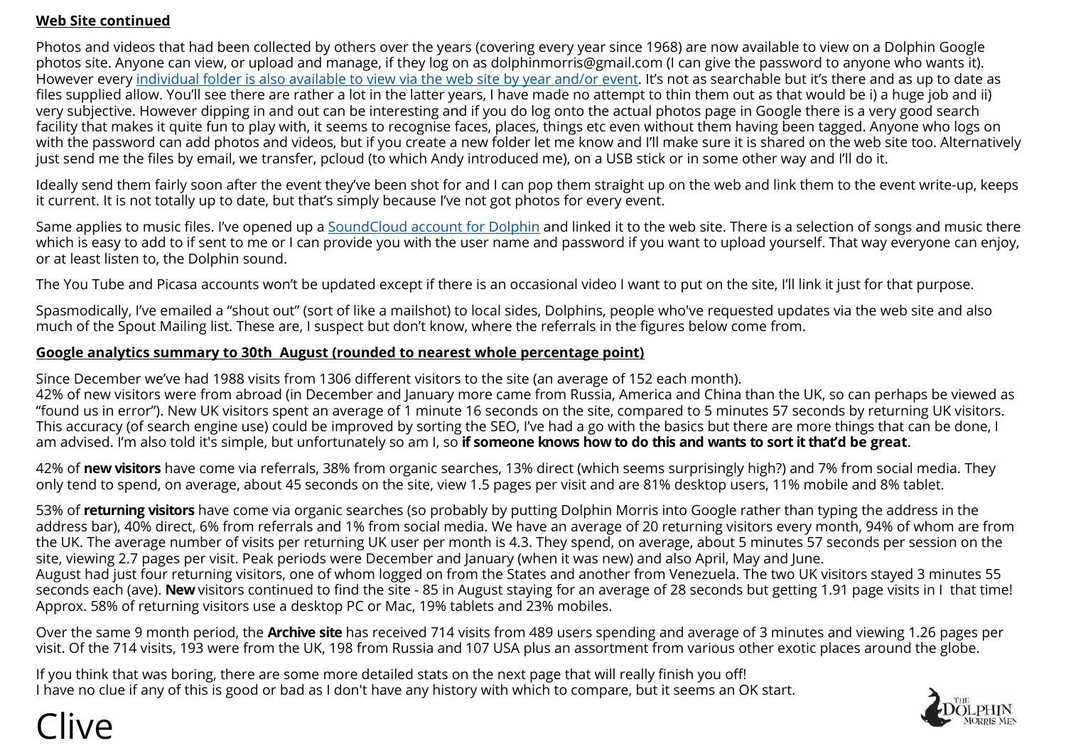**Web Site continued**

Photos and videos that had been collected by others over the years (covering every year since 1968) are now available to view on a Dolphin Google photos site. Anyone can view, or upload and manage, if they log on as dolphinmorris@gmail.com (I can give the password to anyone who wants it). However every individual folder is also available to view via the web site by year and/or event. It's not as searchable but it's there and as up to date as files supplied allow. You'll see there are rather a lot in the latter years, I have made no attempt to thin them out as that would be i) a huge job and ii) very subjective. However dipping in and out can be interesting and if you do log onto the actual photos page in Google there is a very good search facility that makes it quite fun to play with, it seems to recognise faces, places, things etc even without them having been tagged. Anyone who logs on with the password can add photos and videos, but if you create a new folder let me know and I'll make sure it is shared on the web site too. Alternatively just send me the files by email, we transfer, pcloud (to which Andy introduced me), on a USB stick or in some other way and I'll do it.

Ideally send them fairly soon after the event they've been shot for and I can pop them straight up on the web and link them to the event write-up, keeps it current. It is not totally up to date, but that's simply because I've not got photos for every event.

Same applies to music files. I've opened up a SoundCloud account for Dolphin and linked it to the web site. There is a selection of songs and music there which is easy to add to if sent to me or I can provide you with the user name and password if you want to upload yourself. That way everyone can enjoy, or at least listen to, the Dolphin sound.

The You Tube and Picasa accounts won't be updated except if there is an occasional video I want to put on the site, I'll link it just for that purpose.

Spasmodically, I've emailed a "shout out" (sort of like a mailshot) to local sides, Dolphins, people who've requested updates via the web site and also much of the Spout Mailing list. These are, I suspect but don't know, where the referrals in the figures below come from.

**Google analytics summary to 30th August (rounded to nearest whole percentage point)**

Since December we've had 1988 visits from 1306 different visitors to the site (an average of 152 each month).
42% of new visitors were from abroad (in December and January more came from Russia, America and China than the UK, so can perhaps be viewed as "found us in error"). New UK visitors spent an average of 1 minute 16 seconds on the site, compared to 5 minutes 57 seconds by returning UK visitors. This accuracy (of search engine use) could be improved by sorting the SEO, I've had a go with the basics but there are more things that can be done, I am advised. I'm also told it's simple, but unfortunately so am I, so **if someone knows how to do this and wants to sort it that'd be great**.

42% of **new visitors** have come via referrals, 38% from organic searches, 13% direct (which seems surprisingly high?) and 7% from social media. They only tend to spend, on average, about 45 seconds on the site, view 1.5 pages per visit and are 81% desktop users, 11% mobile and 8% tablet.

53% of **returning visitors** have come via organic searches (so probably by putting Dolphin Morris into Google rather than typing the address in the address bar), 40% direct, 6% from referrals and 1% from social media. We have an average of 20 returning visitors every month, 94% of whom are from the UK. The average number of visits per returning UK user per month is 4.3. They spend, on average, about 5 minutes 57 seconds per session on the site, viewing 2.7 pages per visit. Peak periods were December and January (when it was new) and also April, May and June.
August had just four returning visitors, one of whom logged on from the States and another from Venezuela. The two UK visitors stayed 3 minutes 55 seconds each (ave). **New** visitors continued to find the site - 85 in August staying for an average of 28 seconds but getting 1.91 page visits in I that time!
Approx. 58% of returning visitors use a desktop PC or Mac, 19% tablets and 23% mobiles.

Over the same 9 month period, the **Archive site** has received 714 visits from 489 users spending and average of 3 minutes and viewing 1.26 pages per visit. Of the 714 visits, 193 were from the UK, 198 from Russia and 107 USA plus an assortment from various other exotic places around the globe.

If you think that was boring, there are some more detailed stats on the next page that will really finish you off!
I have no clue if any of this is good or bad as I don't have any history with which to compare, but it seems an OK start.

Clive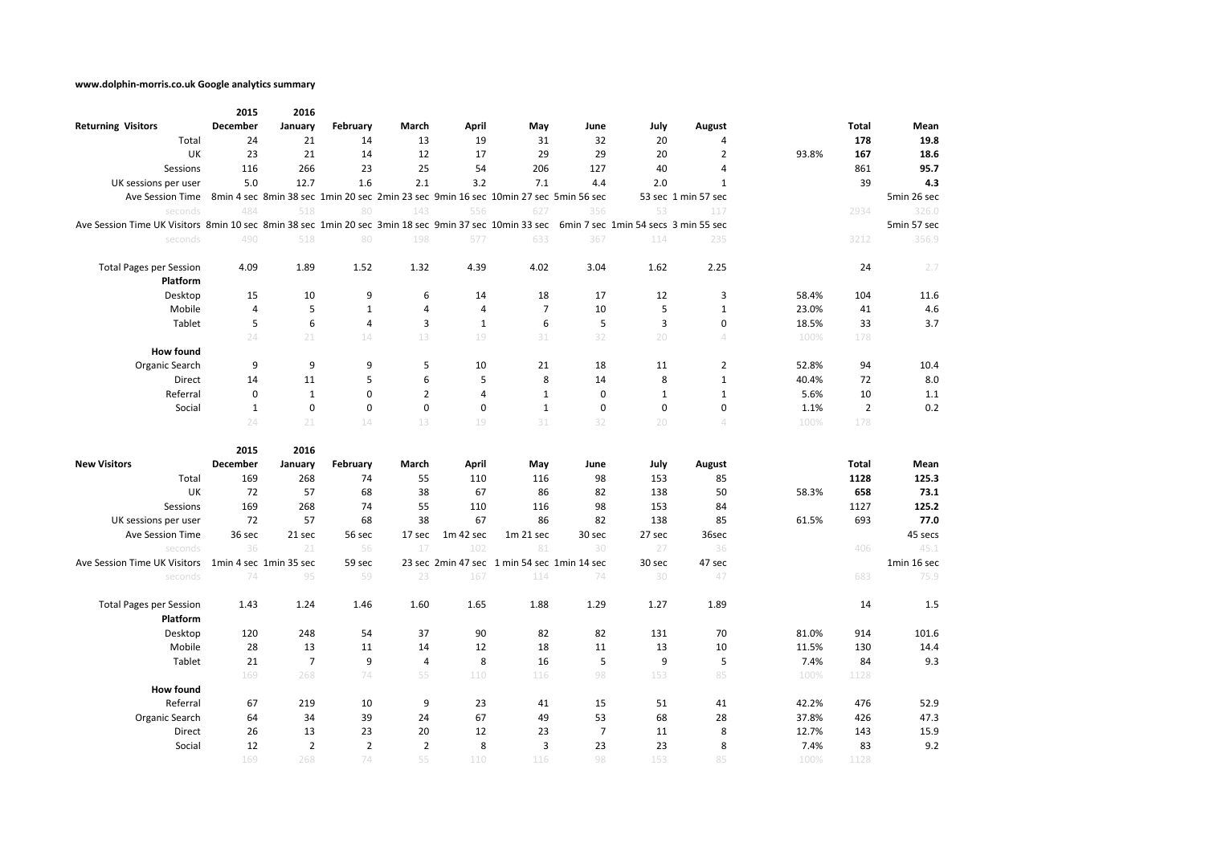**www.dolphin-morris.co.uk Google analytics summary**

| | 2015 | 2016 | | | | | | | | | | |
|---|---|---|---|---|---|---|---|---|---|---|---|---|
| **Returning Visitors** | **December** | **January** | **February** | **March** | **April** | **May** | **June** | **July** | **August** | | **Total** | **Mean** |
| Total | 24 | 21 | 14 | 13 | 19 | 31 | 32 | 20 | 4 | | **178** | **19.8** |
| UK | 23 | 21 | 14 | 12 | 17 | 29 | 29 | 20 | 2 | 93.8% | **167** | **18.6** |
| Sessions | 116 | 266 | 23 | 25 | 54 | 206 | 127 | 40 | 4 | | 861 | **95.7** |
| UK sessions per user | 5.0 | 12.7 | 1.6 | 2.1 | 3.2 | 7.1 | 4.4 | 2.0 | 1 | | 39 | **4.3** |
| Ave Session Time | 8min 4 sec | 8min 38 sec | 1min 20 sec | 2min 23 sec | 9min 16 sec | 10min 27 sec | 5min 56 sec | 53 sec | 1 min 57 sec | | | 5min 26 sec |
| seconds | 484 | 518 | 80 | 143 | 556 | 627 | 356 | 53 | 117 | | 2934 | 326.0 |
| Ave Session Time UK Visitors | 8min 10 sec | 8min 38 sec | 1min 20 sec | 3min 18 sec | 9min 37 sec | 10min 33 sec | 6min 7 sec | 1min 54 secs | 3 min 55 sec | | | 5min 57 sec |
| seconds | 490 | 518 | 80 | 198 | 577 | 633 | 367 | 114 | 235 | | 3212 | 356.9 |
| | | | | | | | | | | | | |
| Total Pages per Session | 4.09 | 1.89 | 1.52 | 1.32 | 4.39 | 4.02 | 3.04 | 1.62 | 2.25 | | 24 | 2.7 |
| **Platform** | | | | | | | | | | | | |
| Desktop | 15 | 10 | 9 | 6 | 14 | 18 | 17 | 12 | 3 | 58.4% | 104 | 11.6 |
| Mobile | 4 | 5 | 1 | 4 | 4 | 7 | 10 | 5 | 1 | 23.0% | 41 | 4.6 |
| Tablet | 5 | 6 | 4 | 3 | 1 | 6 | 5 | 3 | 0 | 18.5% | 33 | 3.7 |
| | 24 | 21 | 14 | 13 | 19 | 31 | 32 | 20 | 4 | 100% | 178 | |
| **How found** | | | | | | | | | | | | |
| Organic Search | 9 | 9 | 9 | 5 | 10 | 21 | 18 | 11 | 2 | 52.8% | 94 | 10.4 |
| Direct | 14 | 11 | 5 | 6 | 5 | 8 | 14 | 8 | 1 | 40.4% | 72 | 8.0 |
| Referral | 0 | 1 | 0 | 2 | 4 | 1 | 0 | 1 | 1 | 5.6% | 10 | 1.1 |
| Social | 1 | 0 | 0 | 0 | 0 | 1 | 0 | 0 | 0 | 1.1% | 2 | 0.2 |
| | 24 | 21 | 14 | 13 | 19 | 31 | 32 | 20 | 4 | 100% | 178 | |

| | 2015 | 2016 | | | | | | | | | | |
|---|---|---|---|---|---|---|---|---|---|---|---|---|
| **New Visitors** | **December** | **January** | **February** | **March** | **April** | **May** | **June** | **July** | **August** | | **Total** | **Mean** |
| Total | 169 | 268 | 74 | 55 | 110 | 116 | 98 | 153 | 85 | | **1128** | **125.3** |
| UK | 72 | 57 | 68 | 38 | 67 | 86 | 82 | 138 | 50 | 58.3% | **658** | **73.1** |
| Sessions | 169 | 268 | 74 | 55 | 110 | 116 | 98 | 153 | 84 | | 1127 | **125.2** |
| UK sessions per user | 72 | 57 | 68 | 38 | 67 | 86 | 82 | 138 | 85 | 61.5% | 693 | **77.0** |
| Ave Session Time | 36 sec | 21 sec | 56 sec | 17 sec | 1m 42 sec | 1m 21 sec | 30 sec | 27 sec | 36sec | | | 45 secs |
| seconds | 36 | 21 | 56 | 17 | 102 | 81 | 30 | 27 | 36 | | 406 | 45.1 |
| Ave Session Time UK Visitors | 1min 4 sec | 1min 35 sec | 59 sec | 23 sec | 2min 47 sec | 1 min 54 sec | 1min 14 sec | 30 sec | 47 sec | | | 1min 16 sec |
| seconds | 74 | 95 | 59 | 23 | 167 | 114 | 74 | 30 | 47 | | 683 | 75.9 |
| | | | | | | | | | | | | |
| Total Pages per Session | 1.43 | 1.24 | 1.46 | 1.60 | 1.65 | 1.88 | 1.29 | 1.27 | 1.89 | | 14 | 1.5 |
| **Platform** | | | | | | | | | | | | |
| Desktop | 120 | 248 | 54 | 37 | 90 | 82 | 82 | 131 | 70 | 81.0% | 914 | 101.6 |
| Mobile | 28 | 13 | 11 | 14 | 12 | 18 | 11 | 13 | 10 | 11.5% | 130 | 14.4 |
| Tablet | 21 | 7 | 9 | 4 | 8 | 16 | 5 | 9 | 5 | 7.4% | 84 | 9.3 |
| | 169 | 268 | 74 | 55 | 110 | 116 | 98 | 153 | 85 | 100% | 1128 | |
| **How found** | | | | | | | | | | | | |
| Referral | 67 | 219 | 10 | 9 | 23 | 41 | 15 | 51 | 41 | 42.2% | 476 | 52.9 |
| Organic Search | 64 | 34 | 39 | 24 | 67 | 49 | 53 | 68 | 28 | 37.8% | 426 | 47.3 |
| Direct | 26 | 13 | 23 | 20 | 12 | 23 | 7 | 11 | 8 | 12.7% | 143 | 15.9 |
| Social | 12 | 2 | 2 | 2 | 8 | 3 | 23 | 23 | 8 | 7.4% | 83 | 9.2 |
| | 169 | 268 | 74 | 55 | 110 | 116 | 98 | 153 | 85 | 100% | 1128 | |